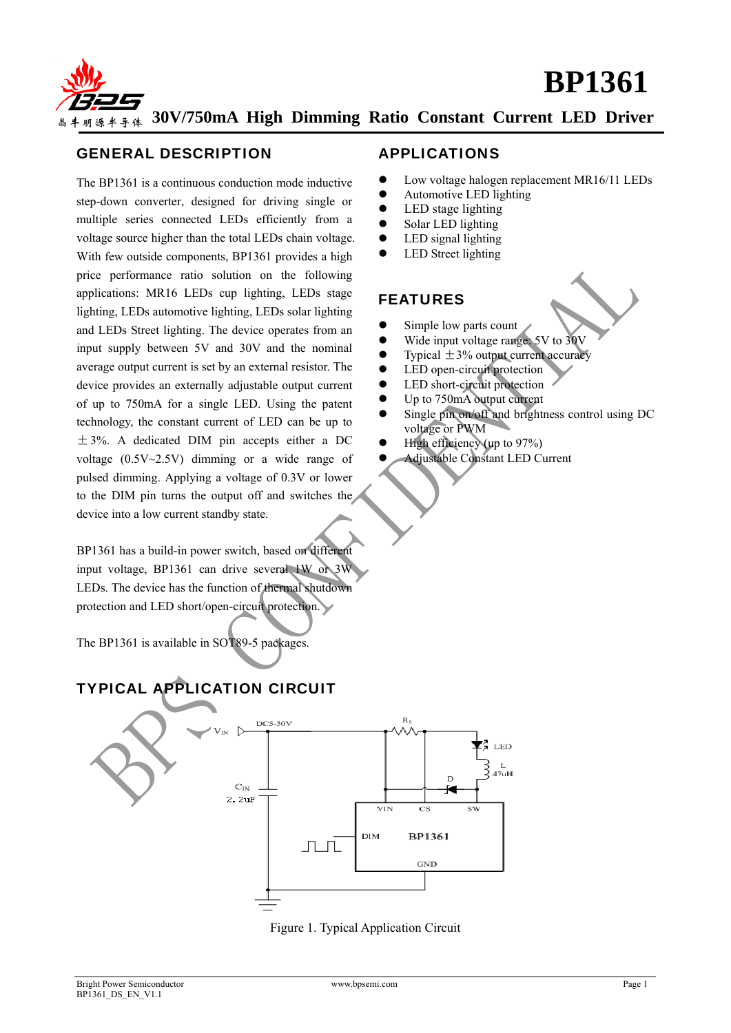# BP1361

## 30V/750mA High Dimming Ratio Constant Current LED Driver

## GENERAL DESCRIPTION

The BP1361 is a continuous conduction mode inductive step-down converter, designed for driving single or multiple series connected LEDs efficiently from a voltage source higher than the total LEDs chain voltage. With few outside components, BP1361 provides a high price performance ratio solution on the following applications: MR16 LEDs cup lighting, LEDs stage lighting, LEDs automotive lighting, LEDs solar lighting and LEDs Street lighting. The device operates from an input supply between 5V and 30V and the nominal average output current is set by an external resistor. The device provides an externally adjustable output current of up to 750mA for a single LED. Using the patent technology, the constant current of LED can be up to ±3%. A dedicated DIM pin accepts either a DC voltage (0.5V~2.5V) dimming or a wide range of pulsed dimming. Applying a voltage of 0.3V or lower to the DIM pin turns the output off and switches the device into a low current standby state.

BP1361 has a build-in power switch, based on different input voltage, BP1361 can drive several 1W or 3W LEDs. The device has the function of thermal shutdown protection and LED short/open-circuit protection.

The BP1361 is available in SOT89-5 packages.

## APPLICATIONS

- Low voltage halogen replacement MR16/11 LEDs
- Automotive LED lighting
- LED stage lighting
- Solar LED lighting
- LED signal lighting
- LED Street lighting

## FEATURES

- Simple low parts count
- Wide input voltage range: 5V to 30V
- Typical ±3% output current accuracy
- LED open-circuit protection
- LED short-circuit protection
- Up to 750mA output current
- Single pin on/off and brightness control using DC voltage or PWM
- High efficiency (up to 97%)
- Adjustable Constant LED Current

## TYPICAL APPLICATION CIRCUIT

Figure 1. Typical Application Circuit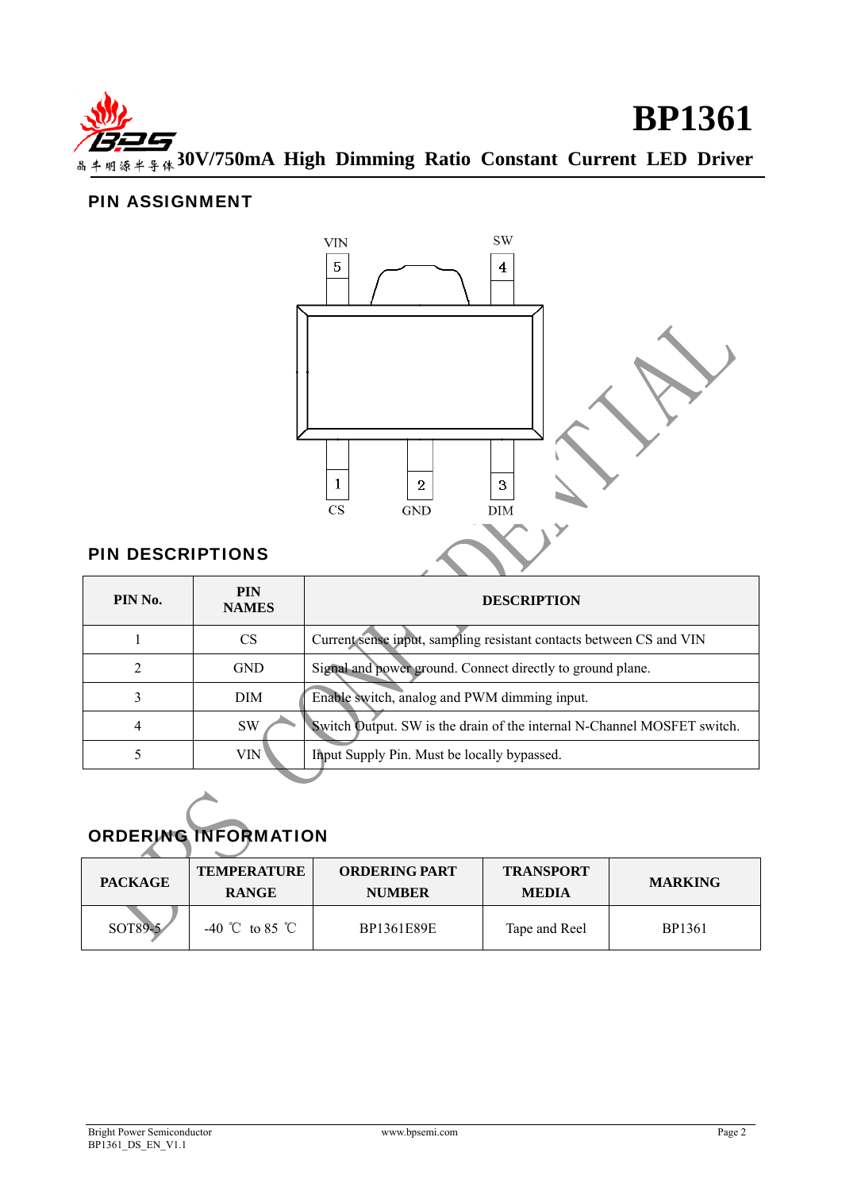## PIN ASSIGNMENT

VIN 5, SW 4, 1 CS, 2 GND, 3 DIM

## PIN DESCRIPTIONS

| PIN No. | PIN NAMES | DESCRIPTION |
|---|---|---|
| 1 | CS | Current sense input, sampling resistant contacts between CS and VIN |
| 2 | GND | Signal and power ground. Connect directly to ground plane. |
| 3 | DIM | Enable switch, analog and PWM dimming input. |
| 4 | SW | Switch Output. SW is the drain of the internal N-Channel MOSFET switch. |
| 5 | VIN | Input Supply Pin. Must be locally bypassed. |

## ORDERING INFORMATION

| PACKAGE | TEMPERATURE RANGE | ORDERING PART NUMBER | TRANSPORT MEDIA | MARKING |
|---|---|---|---|---|
| SOT89-5 | -40 ℃ to 85 ℃ | BP1361E89E | Tape and Reel | BP1361 |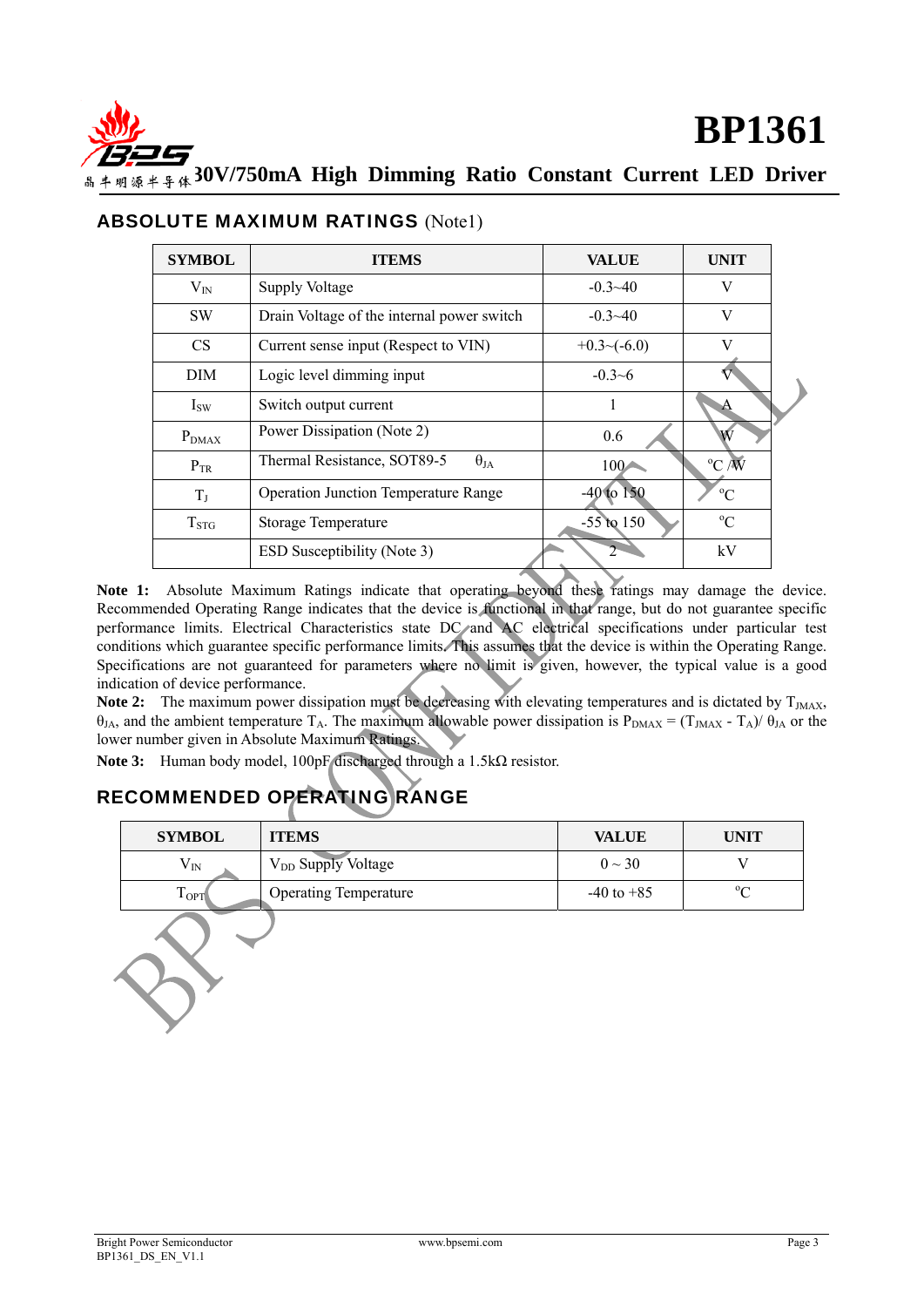## ABSOLUTE MAXIMUM RATINGS (Note1)

| SYMBOL | ITEMS | VALUE | UNIT |
|---|---|---|---|
| $V_{IN}$ | Supply Voltage | -0.3~40 | V |
| SW | Drain Voltage of the internal power switch | -0.3~40 | V |
| CS | Current sense input (Respect to VIN) | +0.3~(-6.0) | V |
| DIM | Logic level dimming input | -0.3~6 | V |
| $I_{SW}$ | Switch output current | 1 | A |
| $P_{DMAX}$ | Power Dissipation (Note 2) | 0.6 | W |
| $P_{TR}$ | Thermal Resistance, SOT89-5 $\theta_{JA}$ | 100 | °C /W |
| $T_J$ | Operation Junction Temperature Range | -40 to 150 | °C |
| $T_{STG}$ | Storage Temperature | -55 to 150 | °C |
| | ESD Susceptibility (Note 3) | 2 | kV |

**Note 1:** Absolute Maximum Ratings indicate that operating beyond these ratings may damage the device. Recommended Operating Range indicates that the device is functional in that range, but do not guarantee specific performance limits. Electrical Characteristics state DC and AC electrical specifications under particular test conditions which guarantee specific performance limits. This assumes that the device is within the Operating Range. Specifications are not guaranteed for parameters where no limit is given, however, the typical value is a good indication of device performance.

**Note 2:** The maximum power dissipation must be decreasing with elevating temperatures and is dictated by $T_{JMAX}$, $\theta_{JA}$, and the ambient temperature $T_A$. The maximum allowable power dissipation is $P_{DMAX} = (T_{JMAX} - T_A)/\ \theta_{JA}$ or the lower number given in Absolute Maximum Ratings.

**Note 3:** Human body model, 100pF discharged through a 1.5kΩ resistor.

## RECOMMENDED OPERATING RANGE

| SYMBOL | ITEMS | VALUE | UNIT |
|---|---|---|---|
| $V_{IN}$ | $V_{DD}$ Supply Voltage | 0 ~ 30 | V |
| $T_{OPT}$ | Operating Temperature | -40 to +85 | °C |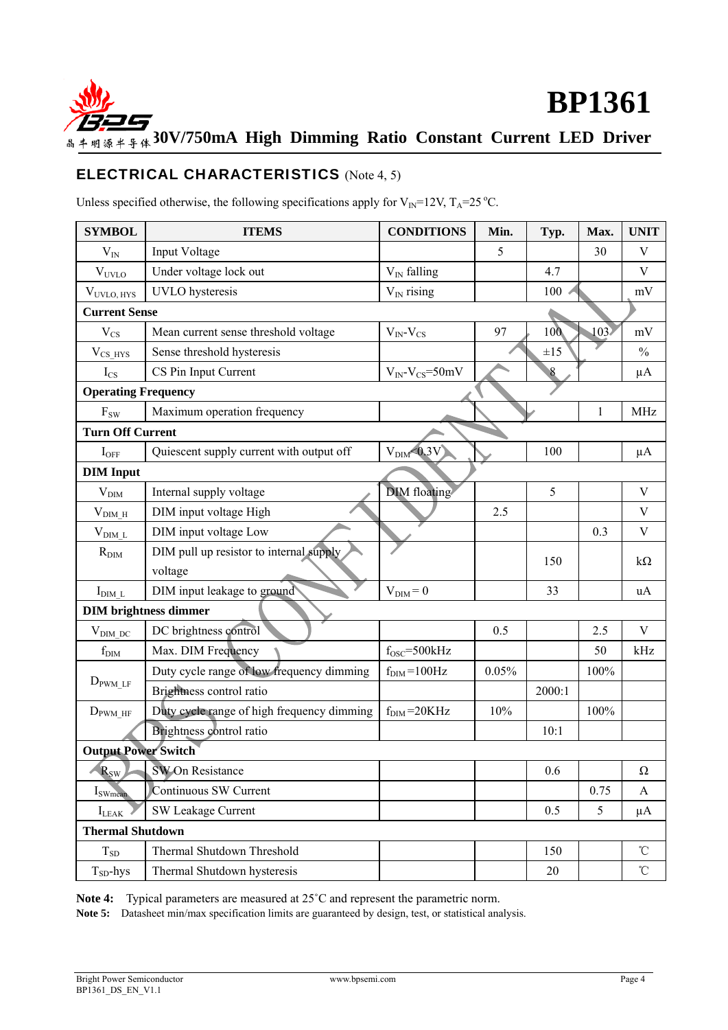## ELECTRICAL CHARACTERISTICS (Note 4, 5)

Unless specified otherwise, the following specifications apply for $V_{IN}$=12V, $T_A$=25 °C.

| SYMBOL | ITEMS | CONDITIONS | Min. | Typ. | Max. | UNIT |
|---|---|---|---|---|---|---|
| $V_{IN}$ | Input Voltage | | 5 | | 30 | V |
| $V_{UVLO}$ | Under voltage lock out | $V_{IN}$ falling | | 4.7 | | V |
| $V_{UVLO,HYS}$ | UVLO hysteresis | $V_{IN}$ rising | | 100 | | mV |
| **Current Sense** | | | | | | |
| $V_{CS}$ | Mean current sense threshold voltage | $V_{IN}$-$V_{CS}$ | 97 | 100 | 103 | mV |
| $V_{CS\_HYS}$ | Sense threshold hysteresis | | | ±15 | | % |
| $I_{CS}$ | CS Pin Input Current | $V_{IN}$-$V_{CS}$=50mV | | 8 | | μA |
| **Operating Frequency** | | | | | | |
| $F_{SW}$ | Maximum operation frequency | | | | 1 | MHz |
| **Turn Off Current** | | | | | | |
| $I_{OFF}$ | Quiescent supply current with output off | $V_{DIM}$<0.3V | | 100 | | μA |
| **DIM Input** | | | | | | |
| $V_{DIM}$ | Internal supply voltage | DIM floating | | 5 | | V |
| $V_{DIM\_H}$ | DIM input voltage High | | 2.5 | | | V |
| $V_{DIM\_L}$ | DIM input voltage Low | | | | 0.3 | V |
| $R_{DIM}$ | DIM pull up resistor to internal supply voltage | | | 150 | | kΩ |
| $I_{DIM\_L}$ | DIM input leakage to ground | $V_{DIM}$ = 0 | | 33 | | uA |
| **DIM brightness dimmer** | | | | | | |
| $V_{DIM\_DC}$ | DC brightness control | | 0.5 | | 2.5 | V |
| $f_{DIM}$ | Max. DIM Frequency | $f_{OSC}$=500kHz | | | 50 | kHz |
| $D_{PWM\_LF}$ | Duty cycle range of low frequency dimming | $f_{DIM}$=100Hz | 0.05% | | 100% | |
| | Brightness control ratio | | | 2000:1 | | |
| $D_{PWM\_HF}$ | Duty cycle range of high frequency dimming | $f_{DIM}$=20KHz | 10% | | 100% | |
| | Brightness control ratio | | | 10:1 | | |
| **Output Power Switch** | | | | | | |
| $R_{SW}$ | SW On Resistance | | | 0.6 | | Ω |
| $I_{SWmean}$ | Continuous SW Current | | | | 0.75 | A |
| $I_{LEAK}$ | SW Leakage Current | | | 0.5 | 5 | μA |
| **Thermal Shutdown** | | | | | | |
| $T_{SD}$ | Thermal Shutdown Threshold | | | 150 | | ℃ |
| $T_{SD}$-hys | Thermal Shutdown hysteresis | | | 20 | | ℃ |

**Note 4:** Typical parameters are measured at 25˚C and represent the parametric norm.
**Note 5:** Datasheet min/max specification limits are guaranteed by design, test, or statistical analysis.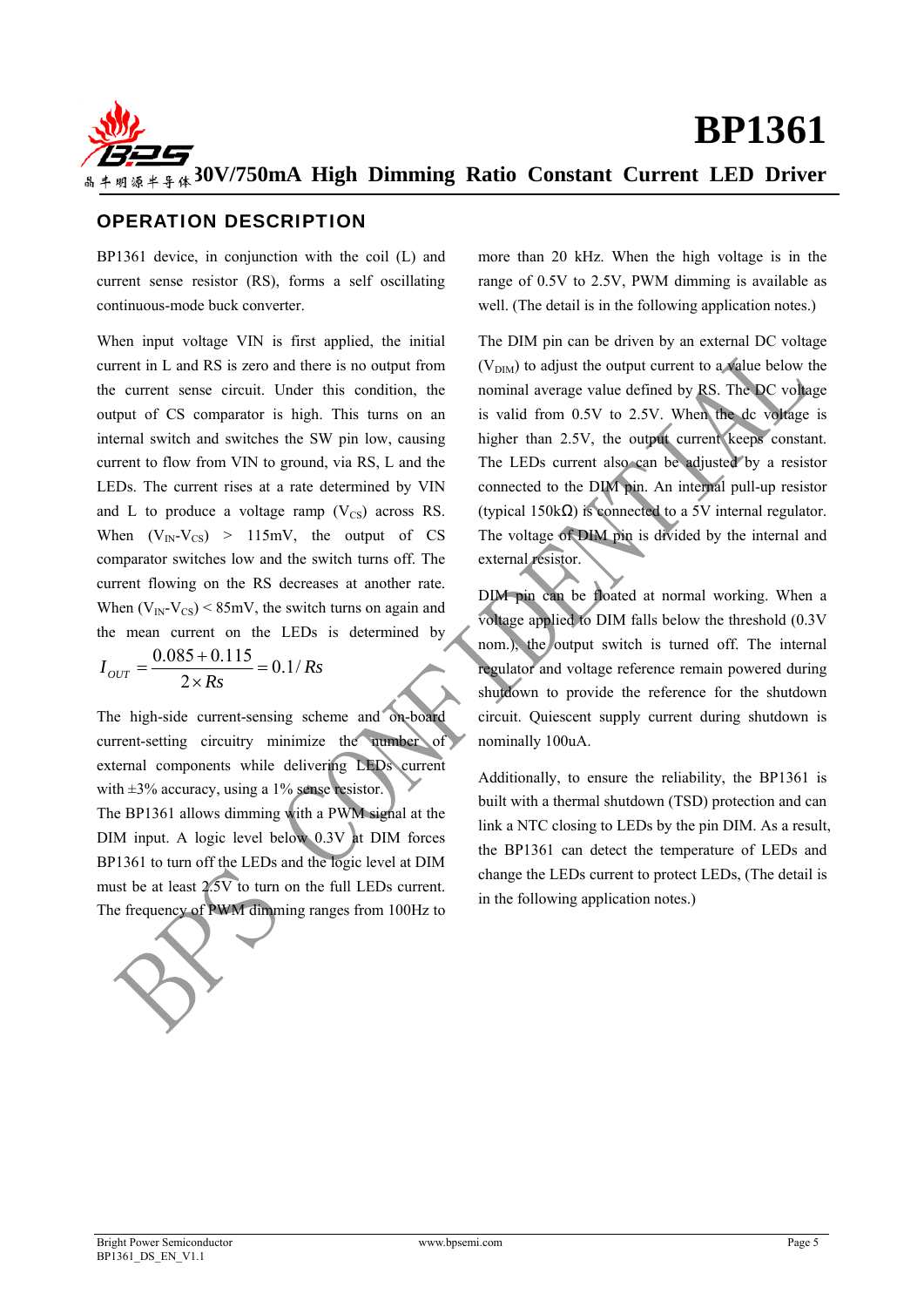## OPERATION DESCRIPTION

BP1361 device, in conjunction with the coil (L) and current sense resistor (RS), forms a self oscillating continuous-mode buck converter.

When input voltage VIN is first applied, the initial current in L and RS is zero and there is no output from the current sense circuit. Under this condition, the output of CS comparator is high. This turns on an internal switch and switches the SW pin low, causing current to flow from VIN to ground, via RS, L and the LEDs. The current rises at a rate determined by VIN and L to produce a voltage ramp ($V_{CS}$) across RS. When ($V_{IN}$-$V_{CS}$) > 115mV, the output of CS comparator switches low and the switch turns off. The current flowing on the RS decreases at another rate. When ($V_{IN}$-$V_{CS}$) < 85mV, the switch turns on again and the mean current on the LEDs is determined by

$$I_{OUT} = \frac{0.085 + 0.115}{2 \times Rs} = 0.1 / Rs$$

The high-side current-sensing scheme and on-board current-setting circuitry minimize the number of external components while delivering LEDs current with ±3% accuracy, using a 1% sense resistor.

The BP1361 allows dimming with a PWM signal at the DIM input. A logic level below 0.3V at DIM forces BP1361 to turn off the LEDs and the logic level at DIM must be at least 2.5V to turn on the full LEDs current. The frequency of PWM dimming ranges from 100Hz to more than 20 kHz. When the high voltage is in the range of 0.5V to 2.5V, PWM dimming is available as well. (The detail is in the following application notes.)

The DIM pin can be driven by an external DC voltage ($V_{DIM}$) to adjust the output current to a value below the nominal average value defined by RS. The DC voltage is valid from 0.5V to 2.5V. When the dc voltage is higher than 2.5V, the output current keeps constant. The LEDs current also can be adjusted by a resistor connected to the DIM pin. An internal pull-up resistor (typical 150kΩ) is connected to a 5V internal regulator. The voltage of DIM pin is divided by the internal and external resistor.

DIM pin can be floated at normal working. When a voltage applied to DIM falls below the threshold (0.3V nom.), the output switch is turned off. The internal regulator and voltage reference remain powered during shutdown to provide the reference for the shutdown circuit. Quiescent supply current during shutdown is nominally 100uA.

Additionally, to ensure the reliability, the BP1361 is built with a thermal shutdown (TSD) protection and can link a NTC closing to LEDs by the pin DIM. As a result, the BP1361 can detect the temperature of LEDs and change the LEDs current to protect LEDs, (The detail is in the following application notes.)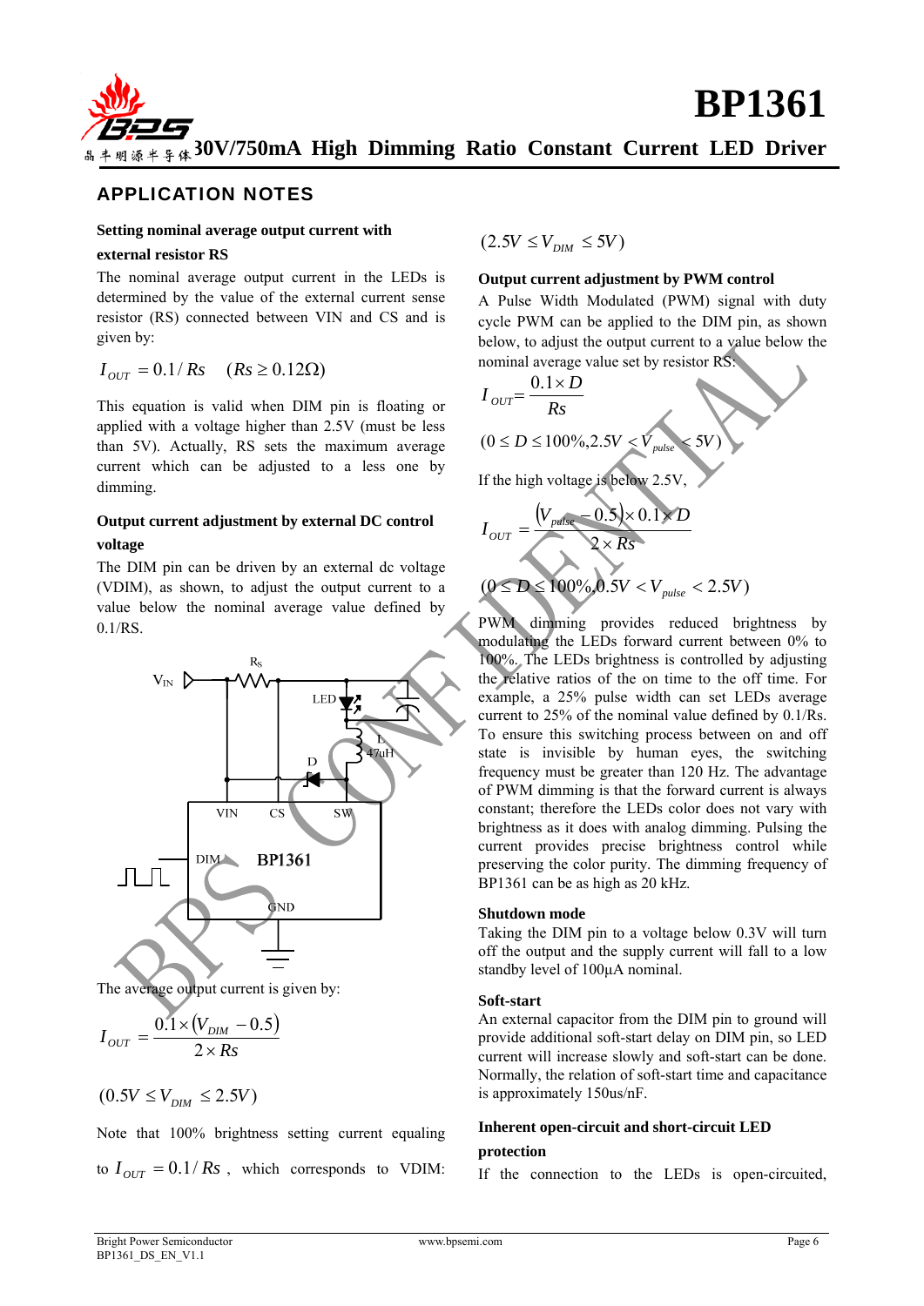## APPLICATION NOTES

**Setting nominal average output current with external resistor RS**

The nominal average output current in the LEDs is determined by the value of the external current sense resistor (RS) connected between VIN and CS and is given by:

$$I_{OUT} = 0.1 / Rs \quad (Rs \geq 0.12\Omega)$$

This equation is valid when DIM pin is floating or applied with a voltage higher than 2.5V (must be less than 5V). Actually, RS sets the maximum average current which can be adjusted to a less one by dimming.

**Output current adjustment by external DC control voltage**

The DIM pin can be driven by an external dc voltage (VDIM), as shown, to adjust the output current to a value below the nominal average value defined by 0.1/RS.

The average output current is given by:

$$I_{OUT} = \frac{0.1 \times (V_{DIM} - 0.5)}{2 \times Rs}$$

$$(0.5V \leq V_{DIM} \leq 2.5V)$$

Note that 100% brightness setting current equaling to $I_{OUT} = 0.1 / Rs$, which corresponds to VDIM: $(2.5V \leq V_{DIM} \leq 5V)$

**Output current adjustment by PWM control**

A Pulse Width Modulated (PWM) signal with duty cycle PWM can be applied to the DIM pin, as shown below, to adjust the output current to a value below the nominal average value set by resistor RS:

$$I_{OUT} = \frac{0.1 \times D}{Rs}$$

$$(0 \leq D \leq 100\%, 2.5V < V_{pulse} < 5V)$$

If the high voltage is below 2.5V,

$$I_{OUT} = \frac{(V_{pulse} - 0.5) \times 0.1 \times D}{2 \times Rs}$$

$$(0 \leq D \leq 100\%, 0.5V < V_{pulse} < 2.5V)$$

PWM dimming provides reduced brightness by modulating the LEDs forward current between 0% to 100%. The LEDs brightness is controlled by adjusting the relative ratios of the on time to the off time. For example, a 25% pulse width can set LEDs average current to 25% of the nominal value defined by 0.1/Rs. To ensure this switching process between on and off state is invisible by human eyes, the switching frequency must be greater than 120 Hz. The advantage of PWM dimming is that the forward current is always constant; therefore the LEDs color does not vary with brightness as it does with analog dimming. Pulsing the current provides precise brightness control while preserving the color purity. The dimming frequency of BP1361 can be as high as 20 kHz.

**Shutdown mode**

Taking the DIM pin to a voltage below 0.3V will turn off the output and the supply current will fall to a low standby level of 100µA nominal.

**Soft-start**

An external capacitor from the DIM pin to ground will provide additional soft-start delay on DIM pin, so LED current will increase slowly and soft-start can be done. Normally, the relation of soft-start time and capacitance is approximately 150us/nF.

**Inherent open-circuit and short-circuit LED protection**

If the connection to the LEDs is open-circuited,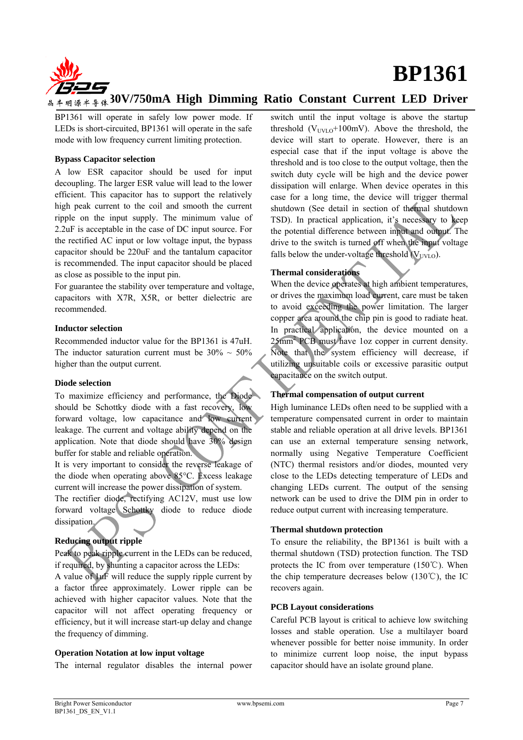BP1361 will operate in safely low power mode. If LEDs is short-circuited, BP1361 will operate in the safe mode with low frequency current limiting protection.

### Bypass Capacitor selection

A low ESR capacitor should be used for input decoupling. The larger ESR value will lead to the lower efficient. This capacitor has to support the relatively high peak current to the coil and smooth the current ripple on the input supply. The minimum value of 2.2uF is acceptable in the case of DC input source. For the rectified AC input or low voltage input, the bypass capacitor should be 220uF and the tantalum capacitor is recommended. The input capacitor should be placed as close as possible to the input pin.

For guarantee the stability over temperature and voltage, capacitors with X7R, X5R, or better dielectric are recommended.

### Inductor selection

Recommended inductor value for the BP1361 is 47uH. The inductor saturation current must be 30% ~ 50% higher than the output current.

### Diode selection

To maximize efficiency and performance, the Diode should be Schottky diode with a fast recovery, low forward voltage, low capacitance and low current leakage. The current and voltage ability depend on the application. Note that diode should have 30% design buffer for stable and reliable operation.

It is very important to consider the reverse leakage of the diode when operating above 85°C. Excess leakage current will increase the power dissipation of system.

The rectifier diode, rectifying AC12V, must use low forward voltage Schottky diode to reduce diode dissipation.

### Reducing output ripple

Peak to peak ripple current in the LEDs can be reduced, if required, by shunting a capacitor across the LEDs:

A value of 1uF will reduce the supply ripple current by a factor three approximately. Lower ripple can be achieved with higher capacitor values. Note that the capacitor will not affect operating frequency or efficiency, but it will increase start-up delay and change the frequency of dimming.

### Operation Notation at low input voltage

The internal regulator disables the internal power switch until the input voltage is above the startup threshold ($V_{UVLO}$+100mV). Above the threshold, the device will start to operate. However, there is an especial case that if the input voltage is above the threshold and is too close to the output voltage, then the switch duty cycle will be high and the device power dissipation will enlarge. When device operates in this case for a long time, the device will trigger thermal shutdown (See detail in section of thermal shutdown TSD). In practical application, it's necessary to keep the potential difference between input and output. The drive to the switch is turned off when the input voltage falls below the under-voltage threshold ($V_{UVLO}$).

### Thermal considerations

When the device operates at high ambient temperatures, or drives the maximum load current, care must be taken to avoid exceeding the power limitation. The larger copper area around the chip pin is good to radiate heat. In practical application, the device mounted on a 25mm$^2$ PCB must have 1oz copper in current density. Note that the system efficiency will decrease, if utilizing unsuitable coils or excessive parasitic output capacitance on the switch output.

### Thermal compensation of output current

High luminance LEDs often need to be supplied with a temperature compensated current in order to maintain stable and reliable operation at all drive levels. BP1361 can use an external temperature sensing network, normally using Negative Temperature Coefficient (NTC) thermal resistors and/or diodes, mounted very close to the LEDs detecting temperature of LEDs and changing LEDs current. The output of the sensing network can be used to drive the DIM pin in order to reduce output current with increasing temperature.

### Thermal shutdown protection

To ensure the reliability, the BP1361 is built with a thermal shutdown (TSD) protection function. The TSD protects the IC from over temperature (150℃). When the chip temperature decreases below (130℃), the IC recovers again.

### PCB Layout considerations

Careful PCB layout is critical to achieve low switching losses and stable operation. Use a multilayer board whenever possible for better noise immunity. In order to minimize current loop noise, the input bypass capacitor should have an isolate ground plane.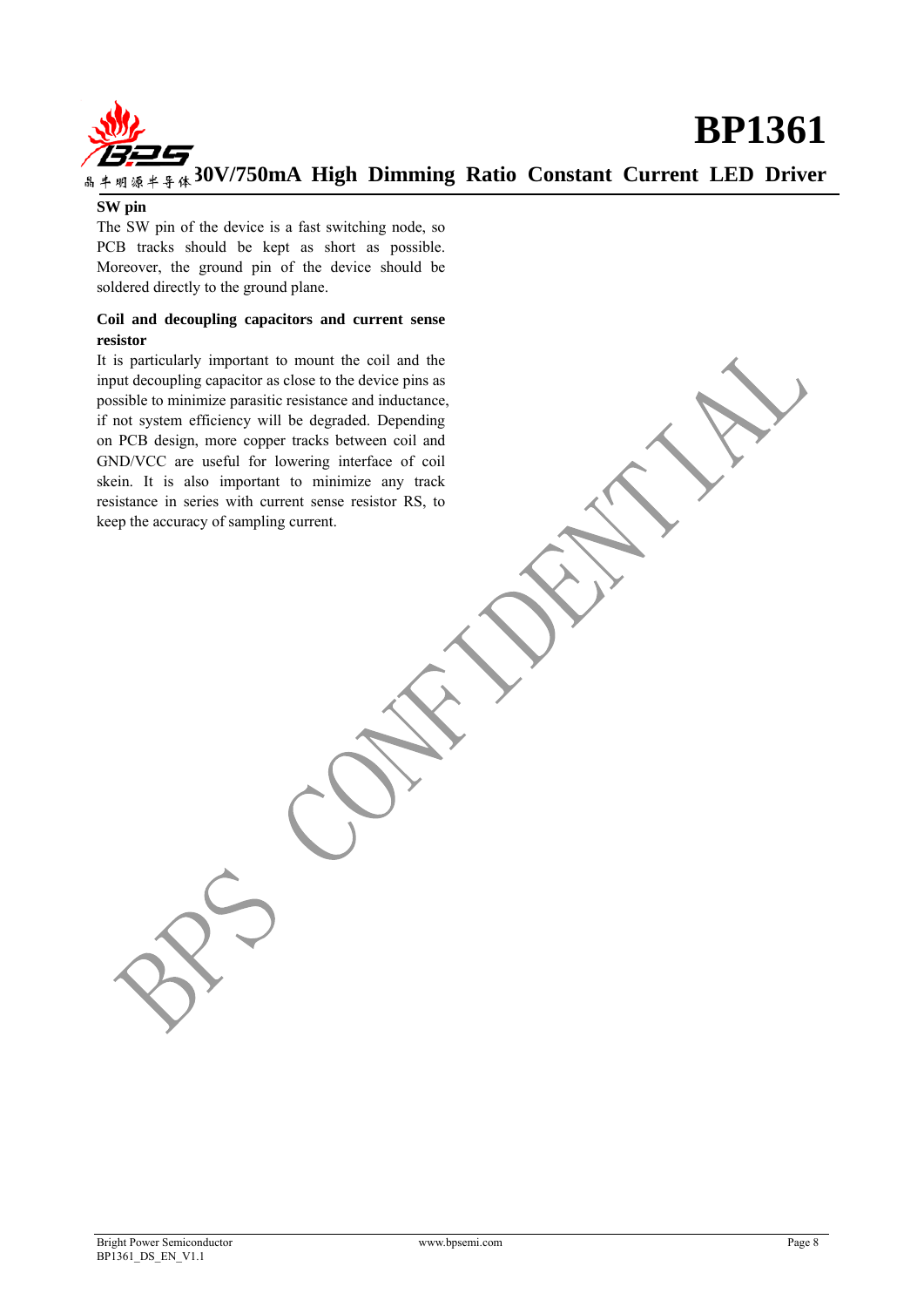**SW pin**

The SW pin of the device is a fast switching node, so PCB tracks should be kept as short as possible. Moreover, the ground pin of the device should be soldered directly to the ground plane.

**Coil and decoupling capacitors and current sense resistor**

It is particularly important to mount the coil and the input decoupling capacitor as close to the device pins as possible to minimize parasitic resistance and inductance, if not system efficiency will be degraded. Depending on PCB design, more copper tracks between coil and GND/VCC are useful for lowering interface of coil skein. It is also important to minimize any track resistance in series with current sense resistor RS, to keep the accuracy of sampling current.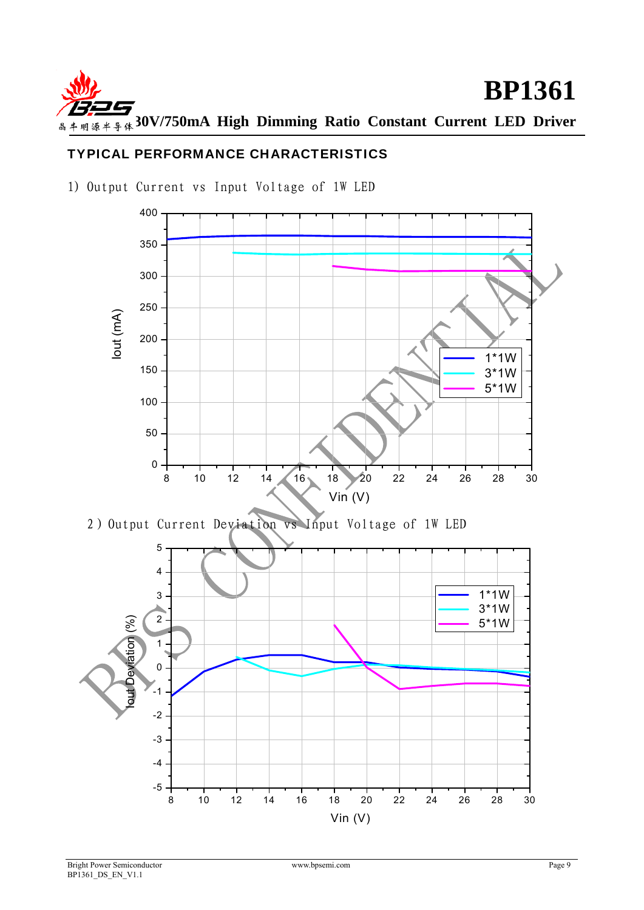## TYPICAL PERFORMANCE CHARACTERISTICS

1) Output Current vs Input Voltage of 1W LED

2) Output Current Deviation vs Input Voltage of 1W LED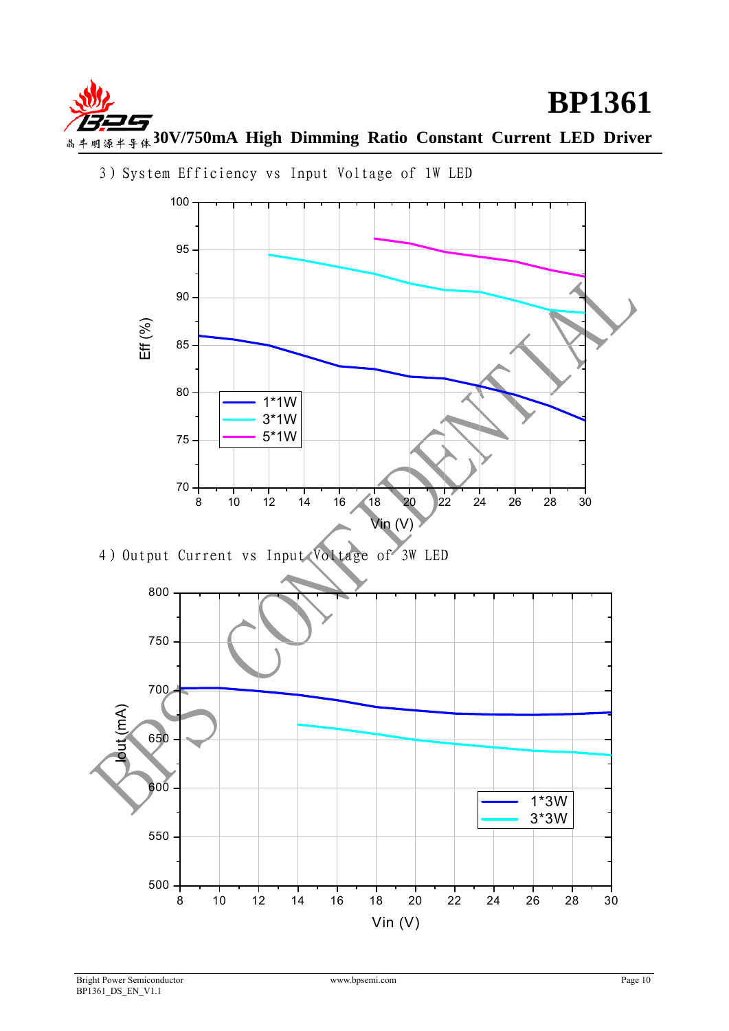3）System Efficiency vs Input Voltage of 1W LED

4）Output Current vs Input Voltage of 3W LED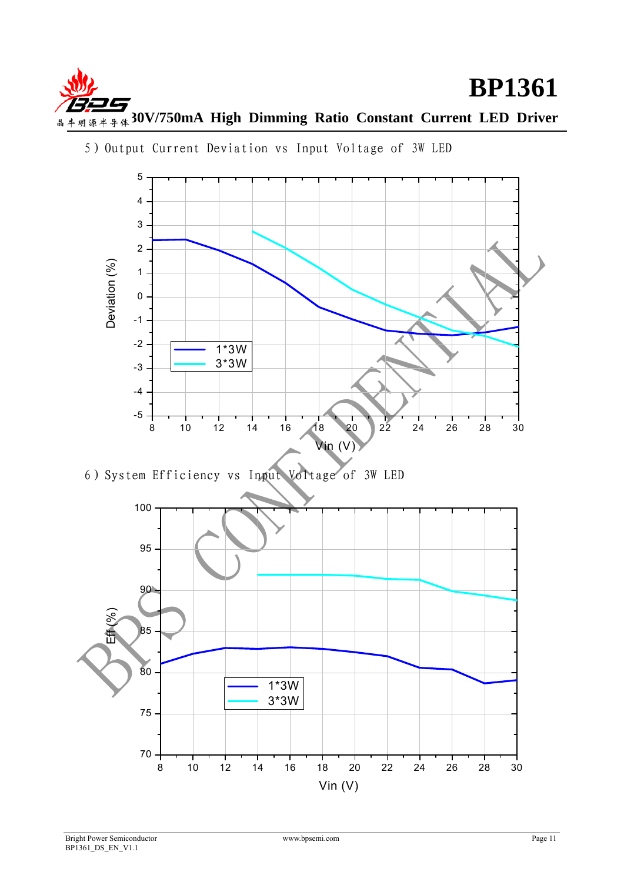5）Output Current Deviation vs Input Voltage of 3W LED

6）System Efficiency vs Input Voltage of 3W LED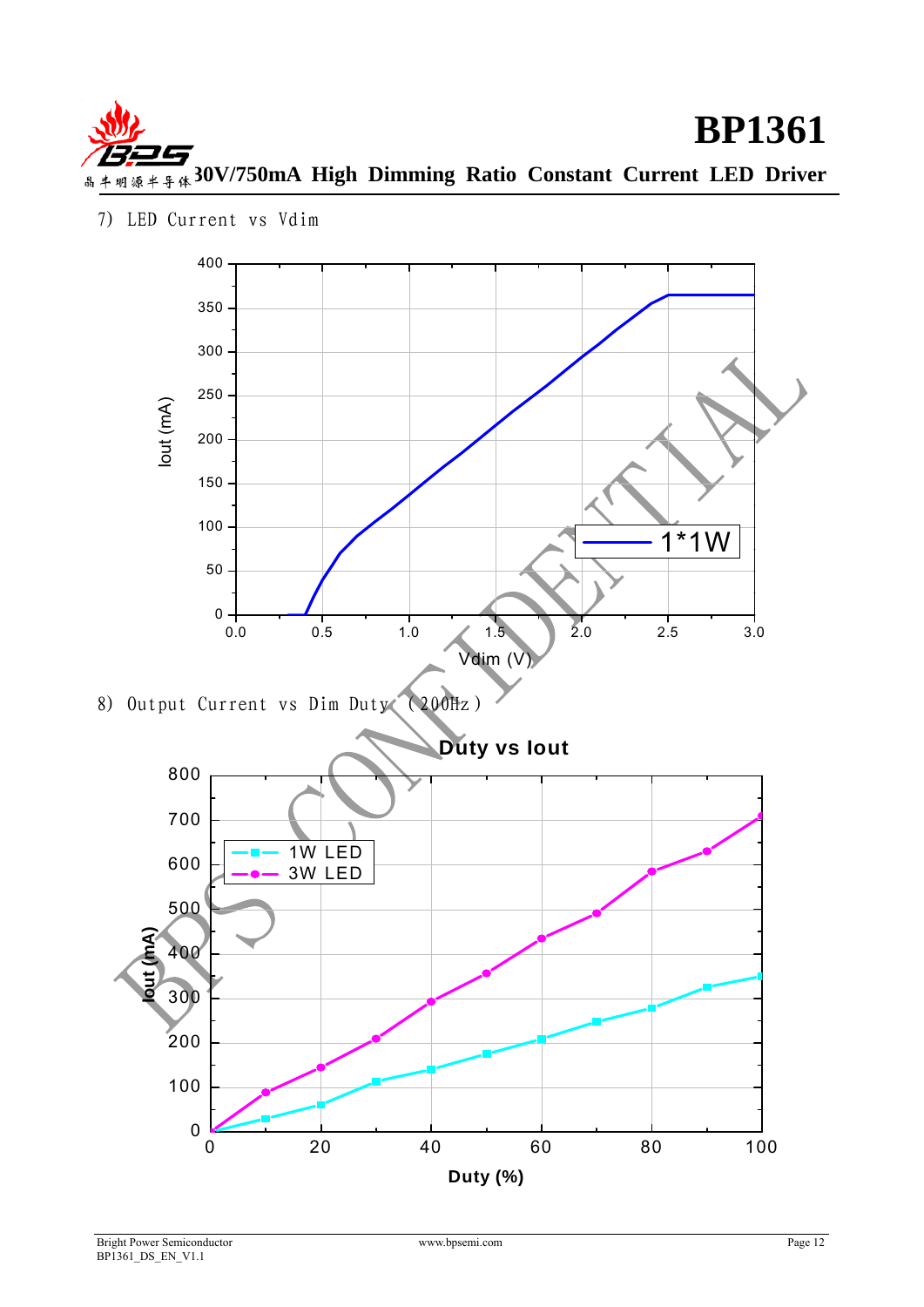7) LED Current vs Vdim

8) Output Current vs Dim Duty (200Hz)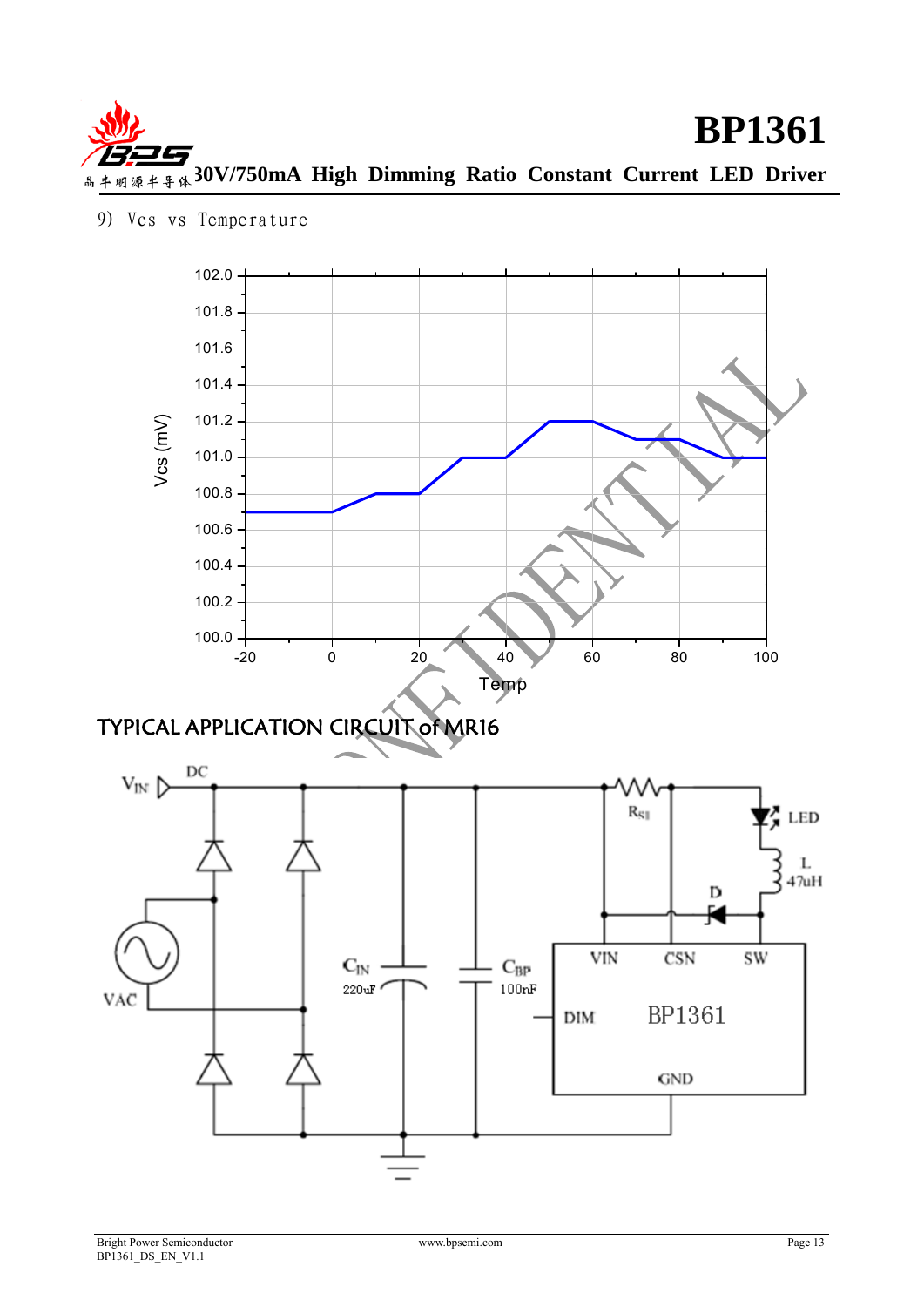9) Vcs vs Temperature

## TYPICAL APPLICATION CIRCUIT of MR16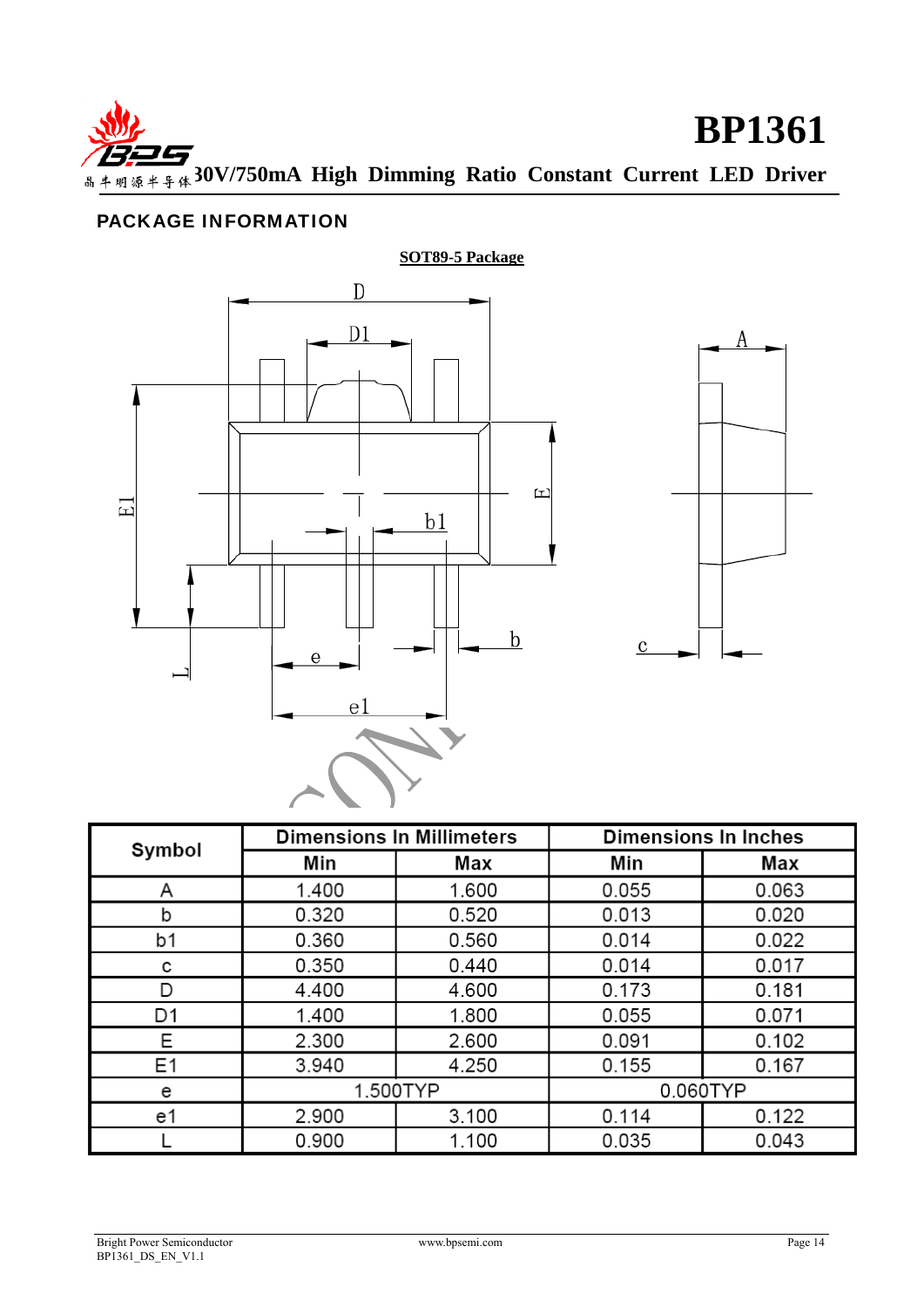## PACKAGE INFORMATION

**SOT89-5 Package**

D
D1
A
E1
E
b1
b
c
L
e
e1

| Symbol | Dimensions In Millimeters | | Dimensions In Inches | |
|---|---|---|---|---|
| | Min | Max | Min | Max |
| A | 1.400 | 1.600 | 0.055 | 0.063 |
| b | 0.320 | 0.520 | 0.013 | 0.020 |
| b1 | 0.360 | 0.560 | 0.014 | 0.022 |
| c | 0.350 | 0.440 | 0.014 | 0.017 |
| D | 4.400 | 4.600 | 0.173 | 0.181 |
| D1 | 1.400 | 1.800 | 0.055 | 0.071 |
| E | 2.300 | 2.600 | 0.091 | 0.102 |
| E1 | 3.940 | 4.250 | 0.155 | 0.167 |
| e | 1.500TYP | | 0.060TYP | |
| e1 | 2.900 | 3.100 | 0.114 | 0.122 |
| L | 0.900 | 1.100 | 0.035 | 0.043 |